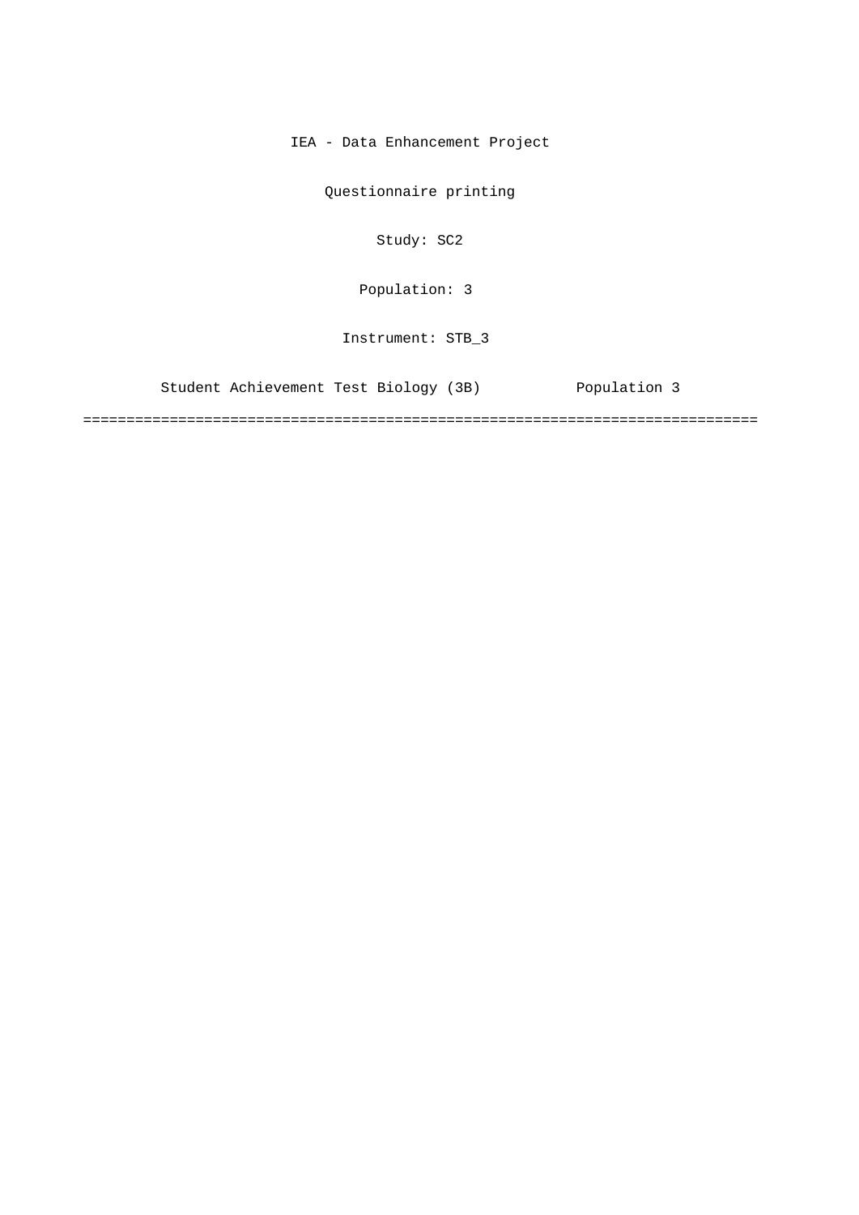IEA - Data Enhancement Project

Questionnaire printing

Study: SC2

Population: 3

Instrument: STB_3

Student Achievement Test Biology (3B) Population 3

===============================================================================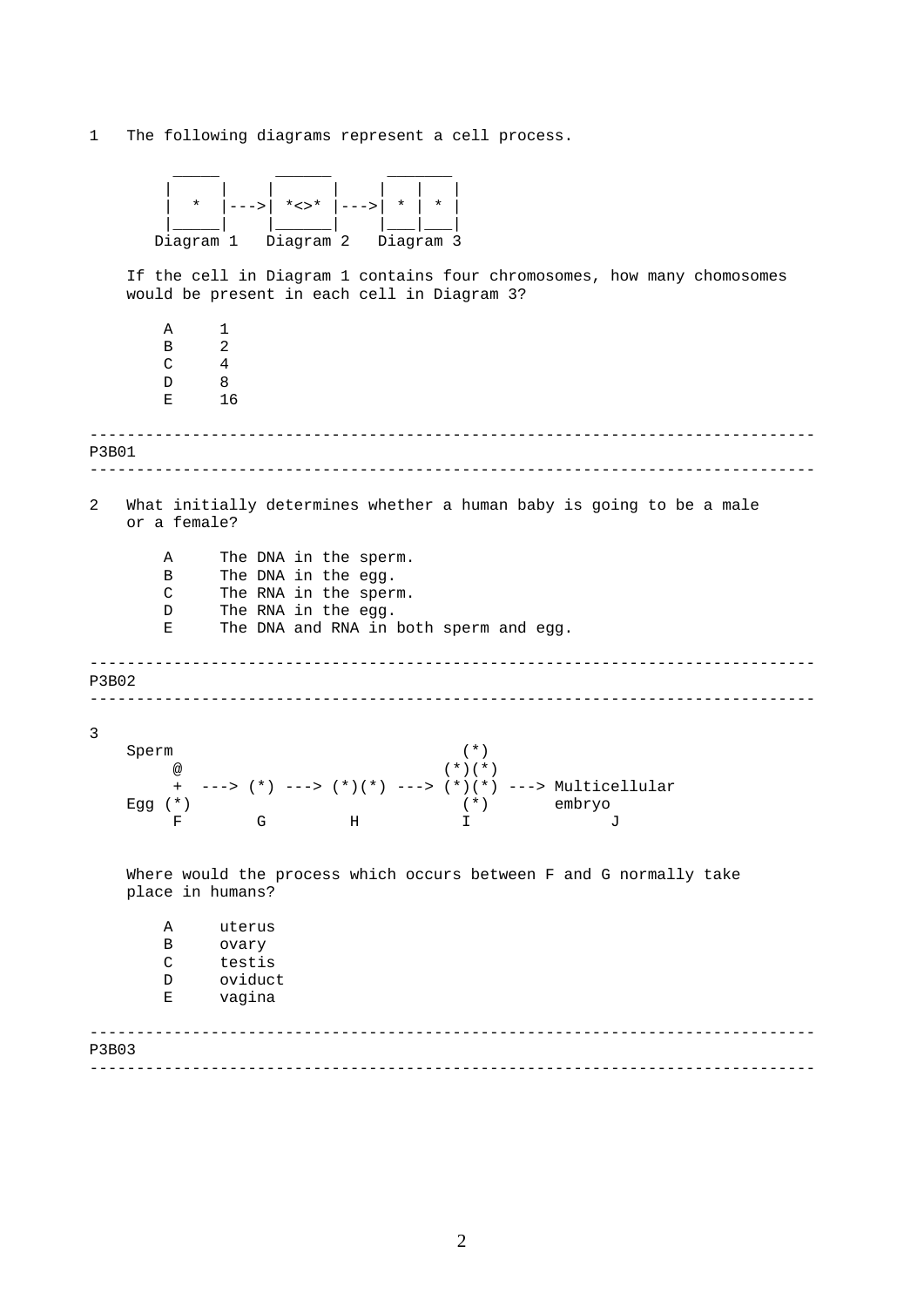1 The following diagrams represent a cell process.

```
     _____      ______      _______
    |     |    |      |    |   |   |
    |  *  |--->| *<>* |--->| * | * |
    |_____|    |______|    |___|___|
   Diagram 1   Diagram 2   Diagram 3
```

If the cell in Diagram 1 contains four chromosomes, how many chomosomes would be present in each cell in Diagram 3?

- A 1
- B 2
- C 4
- D 8
- E 16

---

P3B01

---

2 What initially determines whether a human baby is going to be a male or a female?

- A The DNA in the sperm.
- B The DNA in the egg.
- C The RNA in the sperm.
- D The RNA in the egg.
- E The DNA and RNA in both sperm and egg.

---

P3B02

---

3

```
Sperm                           (*)
     @                        (*)(*)
     +  ---> (*) ---> (*)(*) ---> (*)(*) ---> Multicellular
Egg (*)                         (*)        embryo
     F        G         H           I              J
```

Where would the process which occurs between F and G normally take place in humans?

- A uterus
- B ovary
- C testis
- D oviduct
- E vagina

---

P3B03

---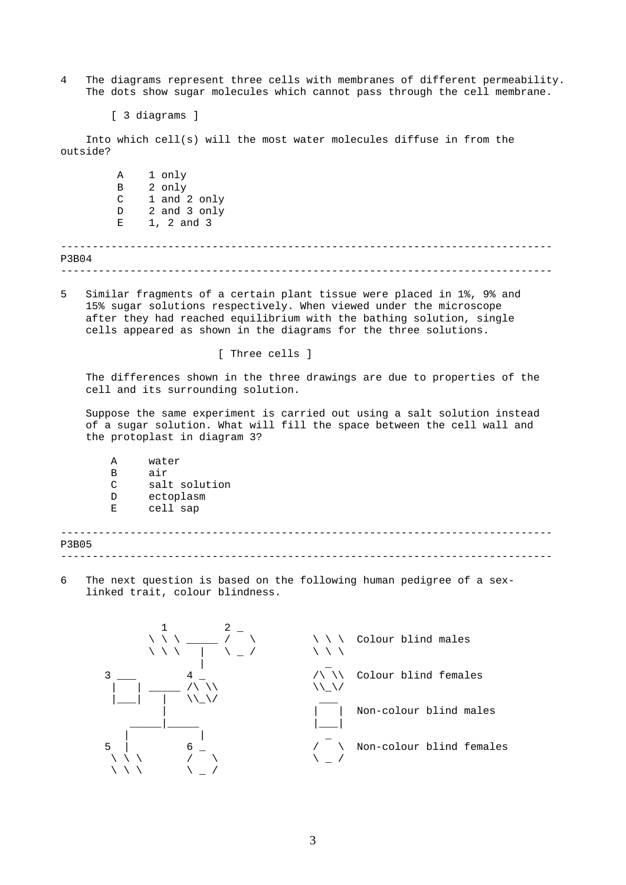4 The diagrams represent three cells with membranes of different permeability. The dots show sugar molecules which cannot pass through the cell membrane.

[ 3 diagrams ]

Into which cell(s) will the most water molecules diffuse in from the outside?

- A 1 only
- B 2 only
- C 1 and 2 only
- D 2 and 3 only
- E 1, 2 and 3

---

P3B04

---

5 Similar fragments of a certain plant tissue were placed in 1%, 9% and 15% sugar solutions respectively. When viewed under the microscope after they had reached equilibrium with the bathing solution, single cells appeared as shown in the diagrams for the three solutions.

[ Three cells ]

The differences shown in the three drawings are due to properties of the cell and its surrounding solution.

Suppose the same experiment is carried out using a salt solution instead of a sugar solution. What will fill the space between the cell wall and the protoplast in diagram 3?

- A water
- B air
- C salt solution
- D ectoplasm
- E cell sap

---

P3B05

---

6 The next question is based on the following human pedigree of a sex-linked trait, colour blindness.

```
           1         2 _
         \ \ \ _____ /   \          \ \ \  Colour blind males
         \ \ \   |   \ _ /          \ \ \
                 |                    _
      3 ___      4 _                /\ \\  Colour blind females
       |   | _____ /\ \\            \\_\/
       |___|   |   \\_\/             ___
               |                    |   |  Non-colour blind males
          _____|_____               |___|
         |           |                _
      5  |        6 _               /   \  Non-colour blind females
       \ \ \       /   \            \ _ /
       \ \ \       \ _ /
```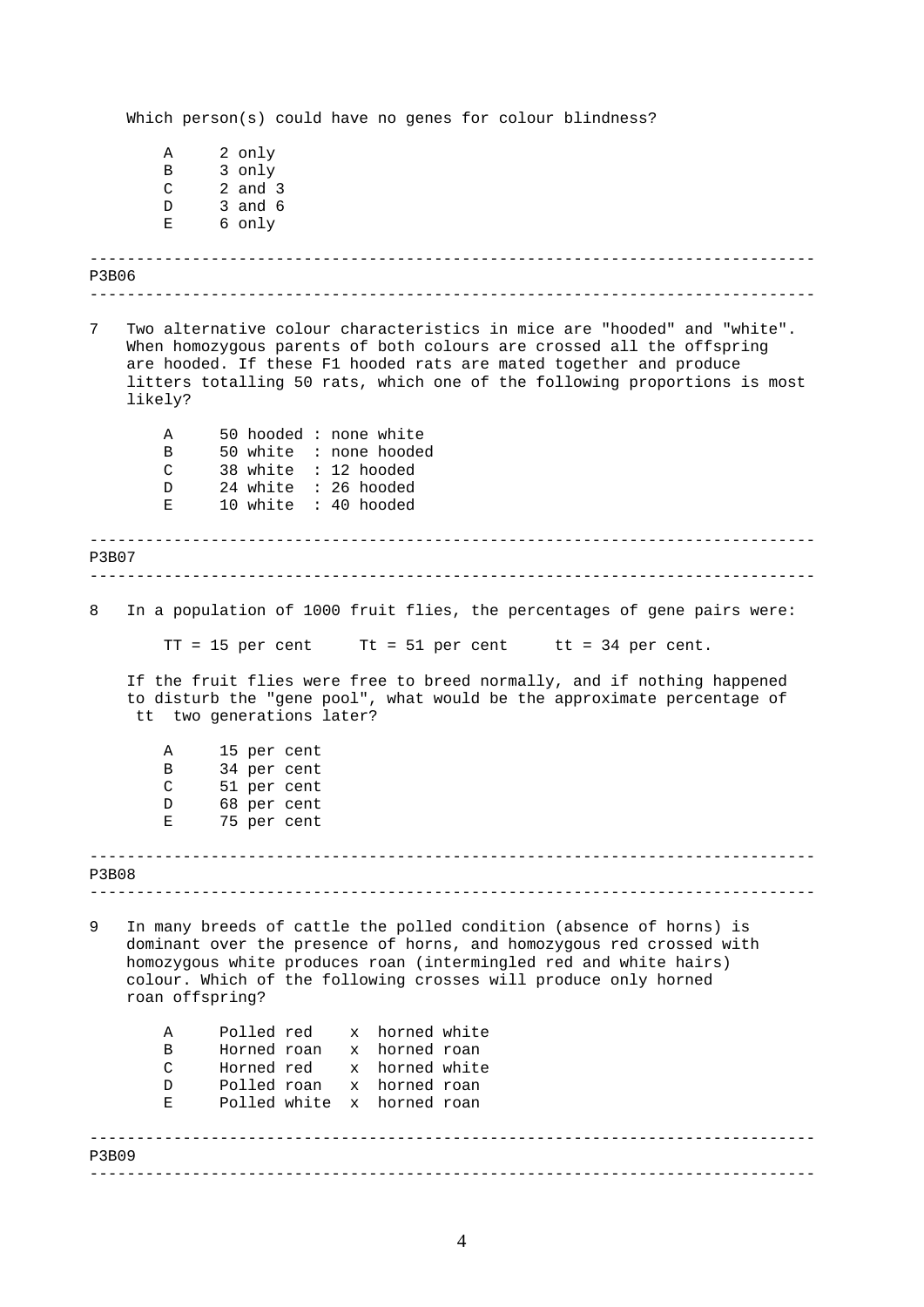Which person(s) could have no genes for colour blindness?

- A 2 only
- B 3 only
- C 2 and 3
- D 3 and 6
- E 6 only

---

P3B06

---

7 Two alternative colour characteristics in mice are "hooded" and "white". When homozygous parents of both colours are crossed all the offspring are hooded. If these F1 hooded rats are mated together and produce litters totalling 50 rats, which one of the following proportions is most likely?

- A 50 hooded : none white
- B 50 white : none hooded
- C 38 white : 12 hooded
- D 24 white : 26 hooded
- E 10 white : 40 hooded

---

P3B07

---

8 In a population of 1000 fruit flies, the percentages of gene pairs were:

TT = 15 per cent Tt = 51 per cent tt = 34 per cent.

If the fruit flies were free to breed normally, and if nothing happened to disturb the "gene pool", what would be the approximate percentage of tt two generations later?

- A 15 per cent
- B 34 per cent
- C 51 per cent
- D 68 per cent
- E 75 per cent

---

P3B08

---

9 In many breeds of cattle the polled condition (absence of horns) is dominant over the presence of horns, and homozygous red crossed with homozygous white produces roan (intermingled red and white hairs) colour. Which of the following crosses will produce only horned roan offspring?

- A Polled red x horned white
- B Horned roan x horned roan
- C Horned red x horned white
- D Polled roan x horned roan
- E Polled white x horned roan

---

P3B09

---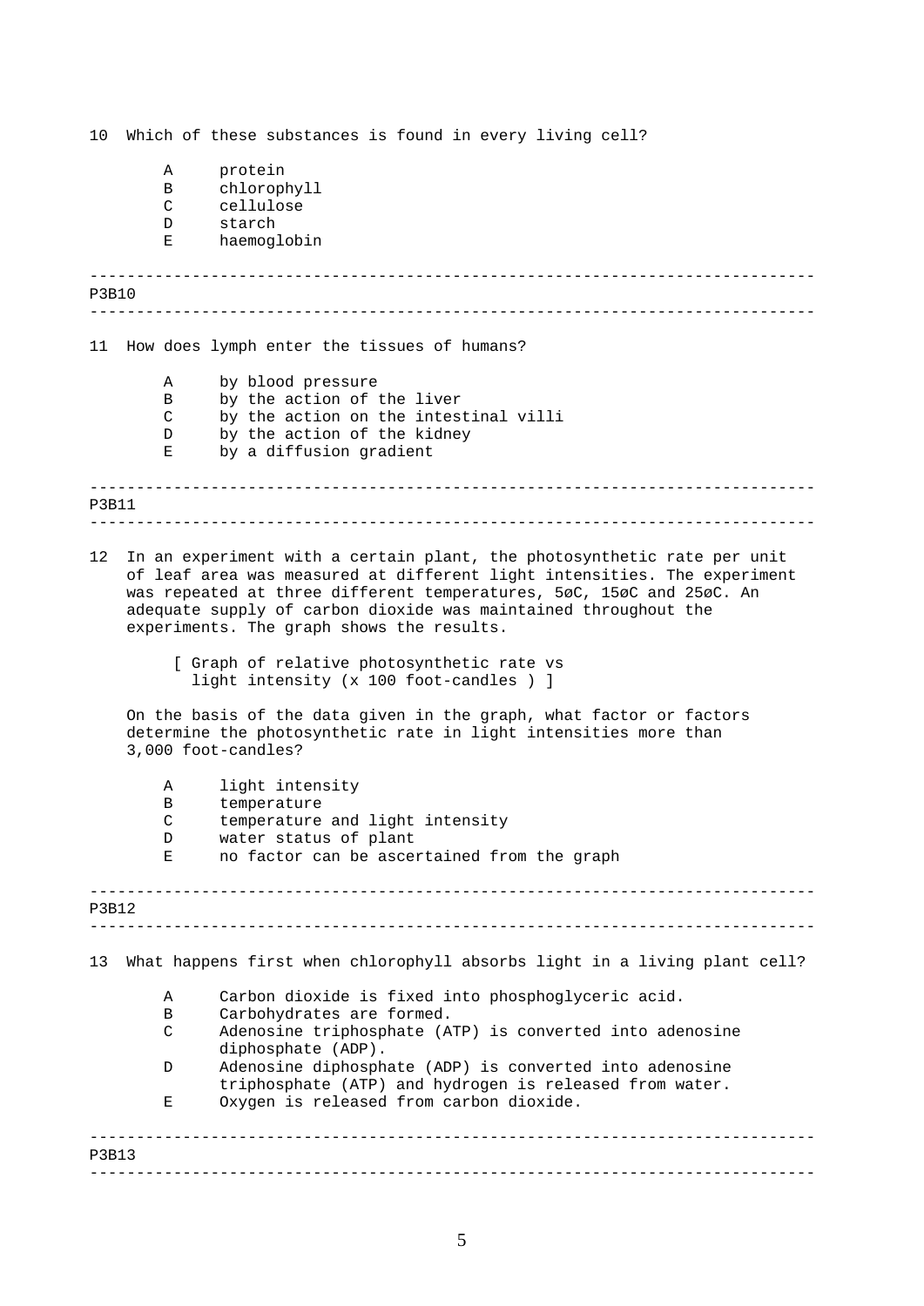10 Which of these substances is found in every living cell?

- A protein
- B chlorophyll
- C cellulose
- D starch
- E haemoglobin

---

P3B10

---

11 How does lymph enter the tissues of humans?

- A by blood pressure
- B by the action of the liver
- C by the action on the intestinal villi
- D by the action of the kidney
- E by a diffusion gradient

---

P3B11

---

12 In an experiment with a certain plant, the photosynthetic rate per unit of leaf area was measured at different light intensities. The experiment was repeated at three different temperatures, 5øC, 15øC and 25øC. An adequate supply of carbon dioxide was maintained throughout the experiments. The graph shows the results.

[ Graph of relative photosynthetic rate vs light intensity (x 100 foot-candles ) ]

On the basis of the data given in the graph, what factor or factors determine the photosynthetic rate in light intensities more than 3,000 foot-candles?

- A light intensity
- B temperature
- C temperature and light intensity
- D water status of plant
- E no factor can be ascertained from the graph

---

P3B12

---

13 What happens first when chlorophyll absorbs light in a living plant cell?

- A Carbon dioxide is fixed into phosphoglyceric acid.
- B Carbohydrates are formed.
- C Adenosine triphosphate (ATP) is converted into adenosine diphosphate (ADP).
- D Adenosine diphosphate (ADP) is converted into adenosine triphosphate (ATP) and hydrogen is released from water.
- E Oxygen is released from carbon dioxide.

---

P3B13

---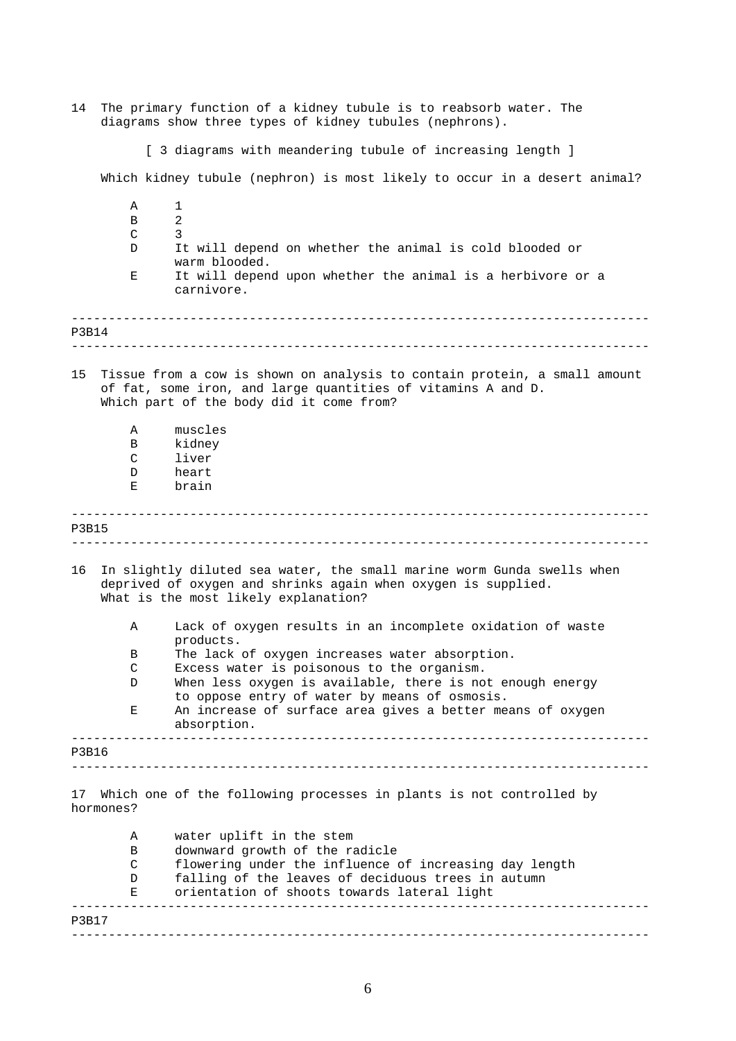14 The primary function of a kidney tubule is to reabsorb water. The diagrams show three types of kidney tubules (nephrons).

[ 3 diagrams with meandering tubule of increasing length ]

Which kidney tubule (nephron) is most likely to occur in a desert animal?

- A 1
- B 2
- C 3
- D It will depend on whether the animal is cold blooded or warm blooded.
- E It will depend upon whether the animal is a herbivore or a carnivore.

---

P3B14

---

15 Tissue from a cow is shown on analysis to contain protein, a small amount of fat, some iron, and large quantities of vitamins A and D. Which part of the body did it come from?

- A muscles
- B kidney
- C liver
- D heart
- E brain

---

P3B15

---

16 In slightly diluted sea water, the small marine worm Gunda swells when deprived of oxygen and shrinks again when oxygen is supplied. What is the most likely explanation?

- A Lack of oxygen results in an incomplete oxidation of waste products.
- B The lack of oxygen increases water absorption.
- C Excess water is poisonous to the organism.
- D When less oxygen is available, there is not enough energy to oppose entry of water by means of osmosis.
- E An increase of surface area gives a better means of oxygen absorption.

---

P3B16

---

17 Which one of the following processes in plants is not controlled by hormones?

- A water uplift in the stem
- B downward growth of the radicle
- C flowering under the influence of increasing day length
- D falling of the leaves of deciduous trees in autumn
- E orientation of shoots towards lateral light

---

P3B17

---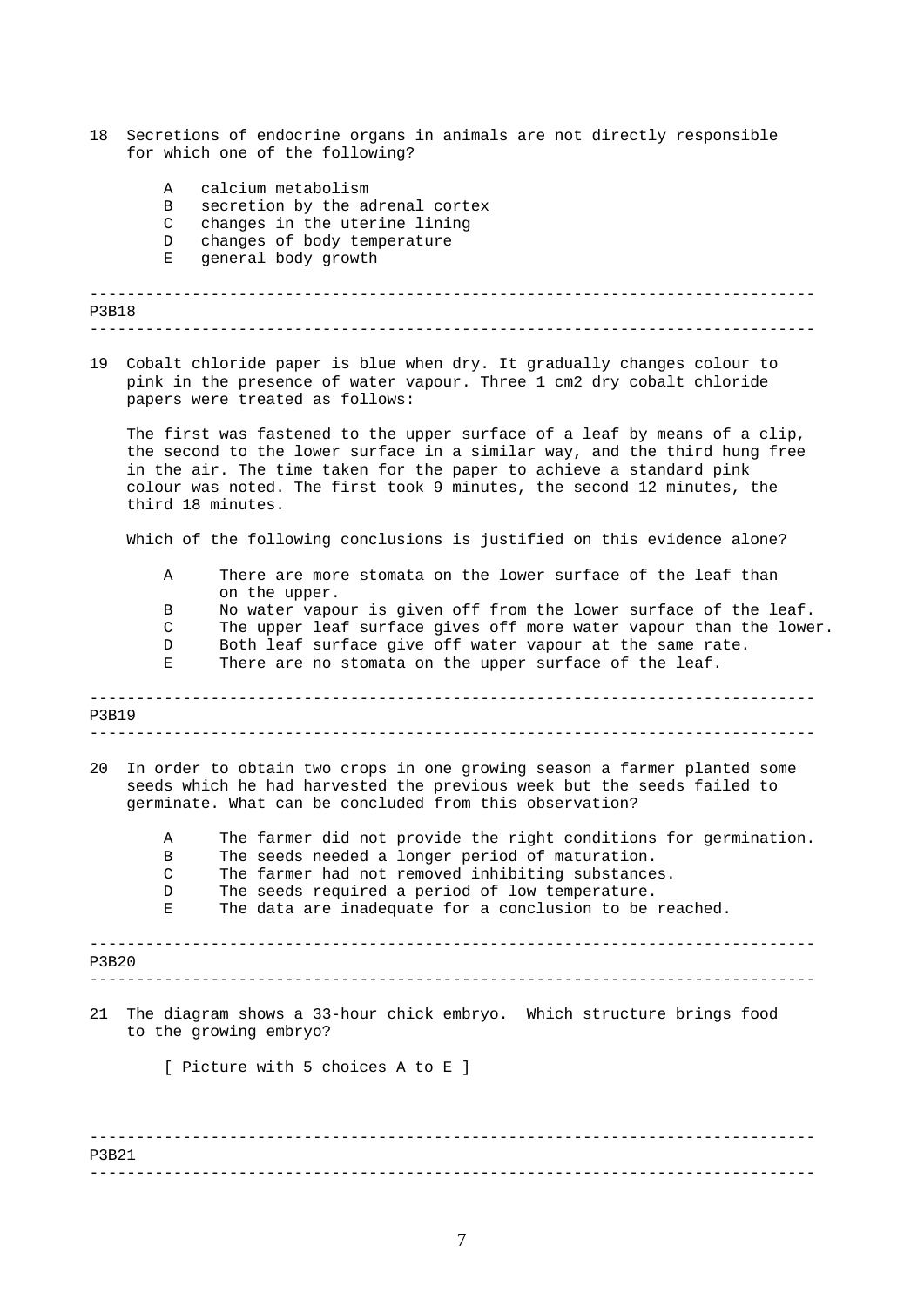18 Secretions of endocrine organs in animals are not directly responsible for which one of the following?

- A calcium metabolism
- B secretion by the adrenal cortex
- C changes in the uterine lining
- D changes of body temperature
- E general body growth

---

P3B18

---

19 Cobalt chloride paper is blue when dry. It gradually changes colour to pink in the presence of water vapour. Three 1 cm2 dry cobalt chloride papers were treated as follows:

The first was fastened to the upper surface of a leaf by means of a clip, the second to the lower surface in a similar way, and the third hung free in the air. The time taken for the paper to achieve a standard pink colour was noted. The first took 9 minutes, the second 12 minutes, the third 18 minutes.

Which of the following conclusions is justified on this evidence alone?

- A There are more stomata on the lower surface of the leaf than on the upper.
- B No water vapour is given off from the lower surface of the leaf.
- C The upper leaf surface gives off more water vapour than the lower.
- D Both leaf surface give off water vapour at the same rate.
- E There are no stomata on the upper surface of the leaf.

---

P3B19

---

20 In order to obtain two crops in one growing season a farmer planted some seeds which he had harvested the previous week but the seeds failed to germinate. What can be concluded from this observation?

- A The farmer did not provide the right conditions for germination.
- B The seeds needed a longer period of maturation.
- C The farmer had not removed inhibiting substances.
- D The seeds required a period of low temperature.
- E The data are inadequate for a conclusion to be reached.

---

P3B20

---

21 The diagram shows a 33-hour chick embryo. Which structure brings food to the growing embryo?

[ Picture with 5 choices A to E ]

---

P3B21

---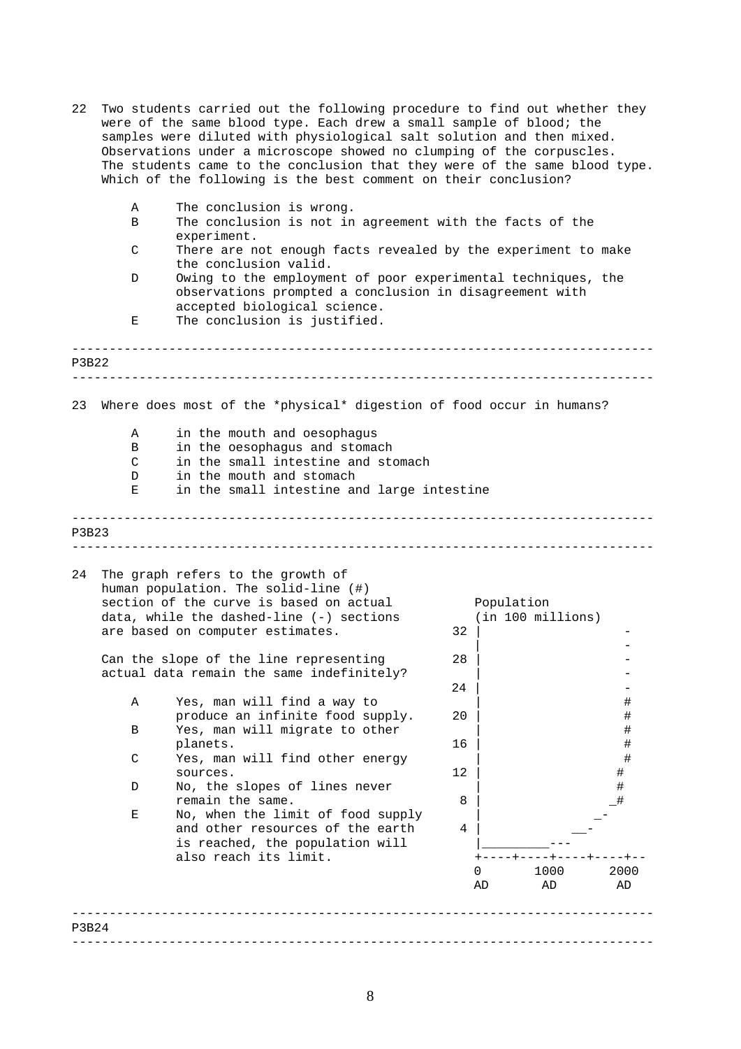22 Two students carried out the following procedure to find out whether they were of the same blood type. Each drew a small sample of blood; the samples were diluted with physiological salt solution and then mixed. Observations under a microscope showed no clumping of the corpuscles. The students came to the conclusion that they were of the same blood type. Which of the following is the best comment on their conclusion?

- A The conclusion is wrong.
- B The conclusion is not in agreement with the facts of the experiment.
- C There are not enough facts revealed by the experiment to make the conclusion valid.
- D Owing to the employment of poor experimental techniques, the observations prompted a conclusion in disagreement with accepted biological science.
- E The conclusion is justified.

---

P3B22

---

23 Where does most of the *physical* digestion of food occur in humans?

- A in the mouth and oesophagus
- B in the oesophagus and stomach
- C in the small intestine and stomach
- D in the mouth and stomach
- E in the small intestine and large intestine

---

P3B23

---

24 The graph refers to the growth of human population. The solid-line (#) section of the curve is based on actual data, while the dashed-line (-) sections are based on computer estimates.

Can the slope of the line representing actual data remain the same indefinitely?

- A Yes, man will find a way to produce an infinite food supply.
- B Yes, man will migrate to other planets.
- C Yes, man will find other energy sources.
- D No, the slopes of lines never remain the same.
- E No, when the limit of food supply and other resources of the earth is reached, the population will also reach its limit.

```
       Population
       (in 100 millions)
  32 |                 -
     |                 -
  28 |                 -
     |                 -
  24 |                 -
     |                 #
  20 |                 #
     |                 #
  16 |                 #
     |                 #
  12 |                #
     |                #
   8 |               _#
     |              _-
   4 |             __-
     |_________---
     +----+----+----+----+--
     0      1000      2000
     AD      AD        AD
```

---

P3B24

---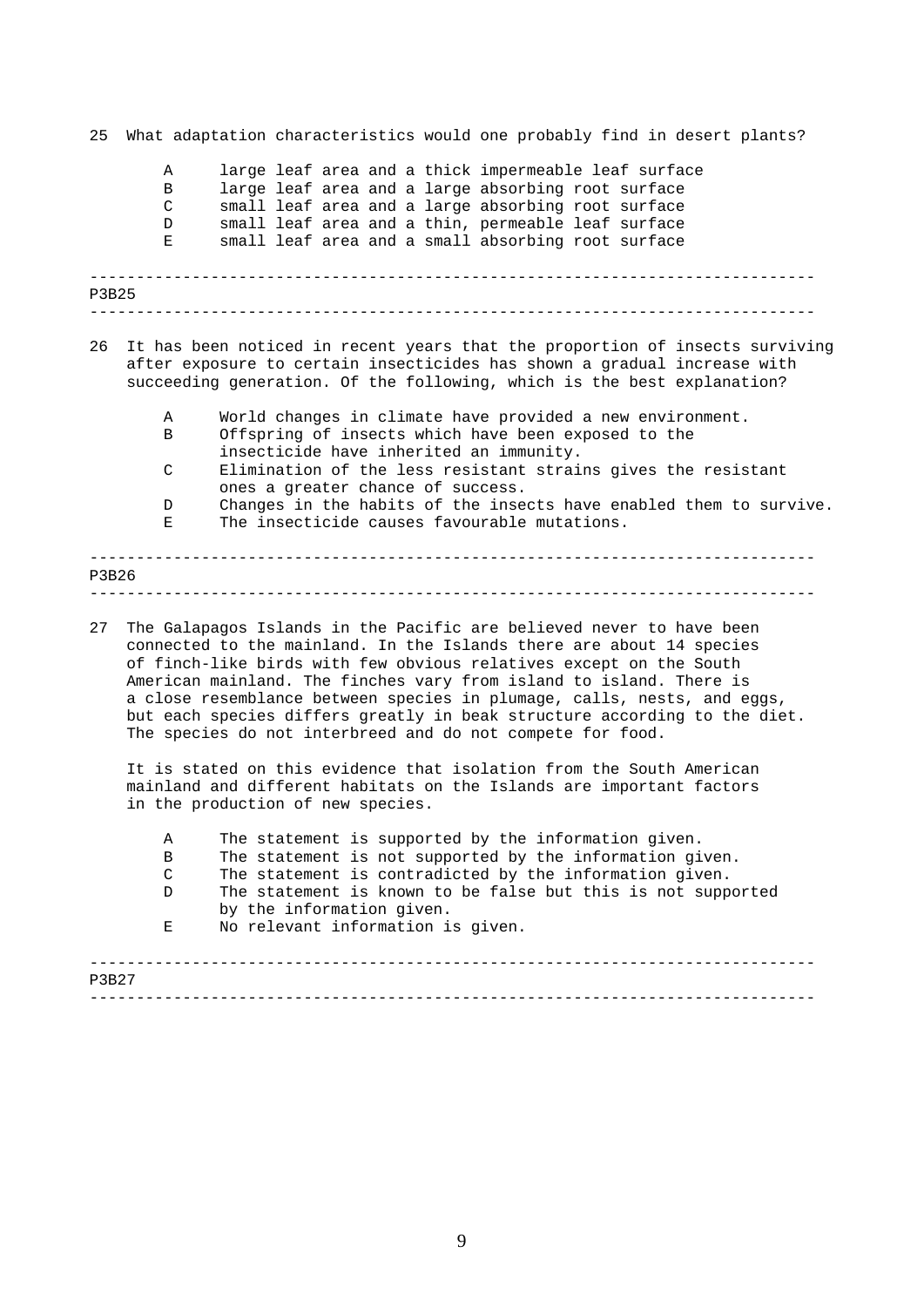25 What adaptation characteristics would one probably find in desert plants?

- A large leaf area and a thick impermeable leaf surface
- B large leaf area and a large absorbing root surface
- C small leaf area and a large absorbing root surface
- D small leaf area and a thin, permeable leaf surface
- E small leaf area and a small absorbing root surface

---

P3B25

---

26 It has been noticed in recent years that the proportion of insects surviving after exposure to certain insecticides has shown a gradual increase with succeeding generation. Of the following, which is the best explanation?

- A World changes in climate have provided a new environment.
- B Offspring of insects which have been exposed to the insecticide have inherited an immunity.
- C Elimination of the less resistant strains gives the resistant ones a greater chance of success.
- D Changes in the habits of the insects have enabled them to survive.
- E The insecticide causes favourable mutations.

---

P3B26

---

27 The Galapagos Islands in the Pacific are believed never to have been connected to the mainland. In the Islands there are about 14 species of finch-like birds with few obvious relatives except on the South American mainland. The finches vary from island to island. There is a close resemblance between species in plumage, calls, nests, and eggs, but each species differs greatly in beak structure according to the diet. The species do not interbreed and do not compete for food.

It is stated on this evidence that isolation from the South American mainland and different habitats on the Islands are important factors in the production of new species.

- A The statement is supported by the information given.
- B The statement is not supported by the information given.
- C The statement is contradicted by the information given.
- D The statement is known to be false but this is not supported by the information given.
- E No relevant information is given.

---

P3B27

---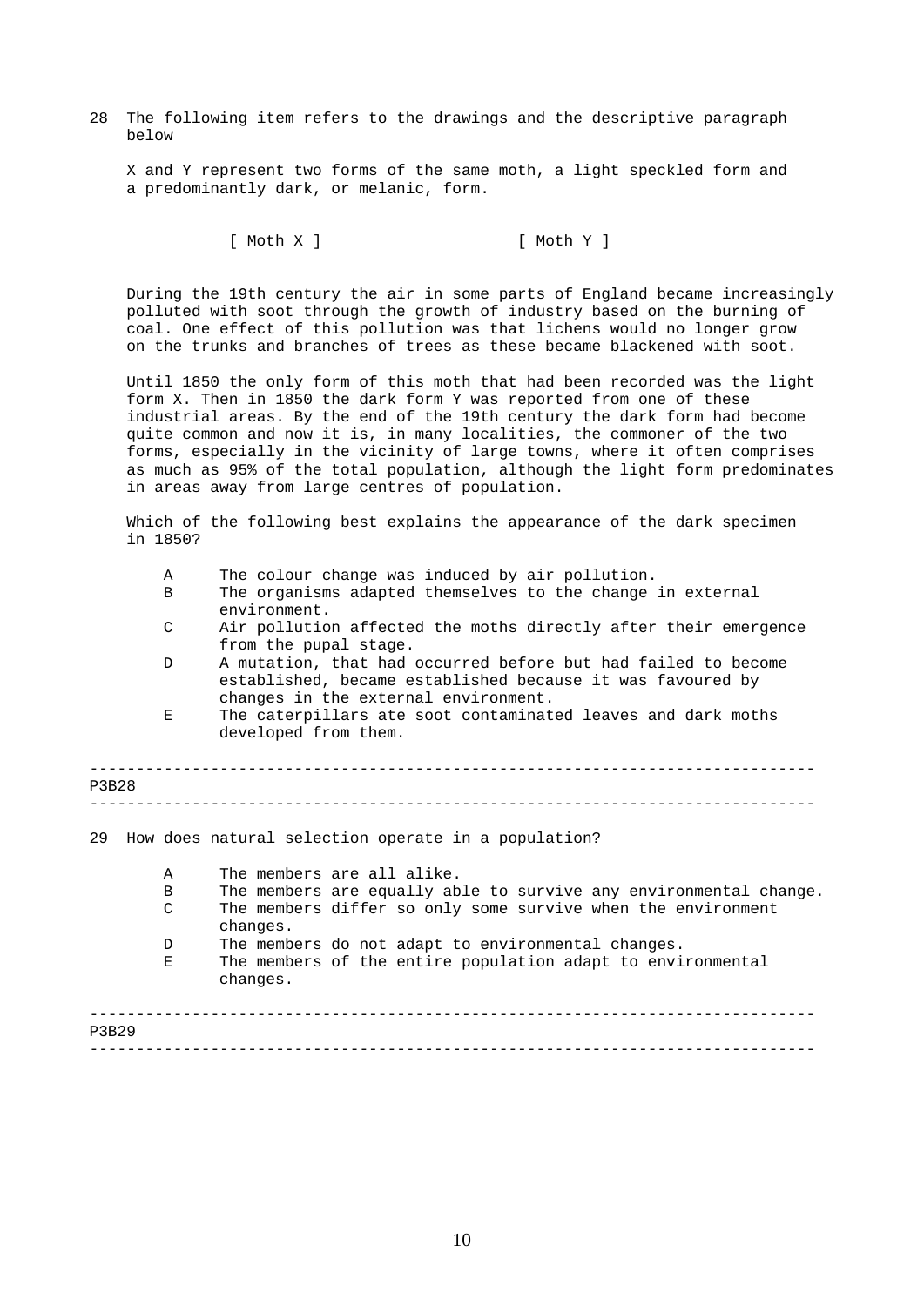28 The following item refers to the drawings and the descriptive paragraph below

X and Y represent two forms of the same moth, a light speckled form and a predominantly dark, or melanic, form.

[ Moth X ]                    [ Moth Y ]

During the 19th century the air in some parts of England became increasingly polluted with soot through the growth of industry based on the burning of coal. One effect of this pollution was that lichens would no longer grow on the trunks and branches of trees as these became blackened with soot.

Until 1850 the only form of this moth that had been recorded was the light form X. Then in 1850 the dark form Y was reported from one of these industrial areas. By the end of the 19th century the dark form had become quite common and now it is, in many localities, the commoner of the two forms, especially in the vicinity of large towns, where it often comprises as much as 95% of the total population, although the light form predominates in areas away from large centres of population.

Which of the following best explains the appearance of the dark specimen in 1850?

- A The colour change was induced by air pollution.
- B The organisms adapted themselves to the change in external environment.
- C Air pollution affected the moths directly after their emergence from the pupal stage.
- D A mutation, that had occurred before but had failed to become established, became established because it was favoured by changes in the external environment.
- E The caterpillars ate soot contaminated leaves and dark moths developed from them.

---

P3B28

---

29 How does natural selection operate in a population?

- A The members are all alike.
- B The members are equally able to survive any environmental change.
- C The members differ so only some survive when the environment changes.
- D The members do not adapt to environmental changes.
- E The members of the entire population adapt to environmental changes.

---

P3B29

---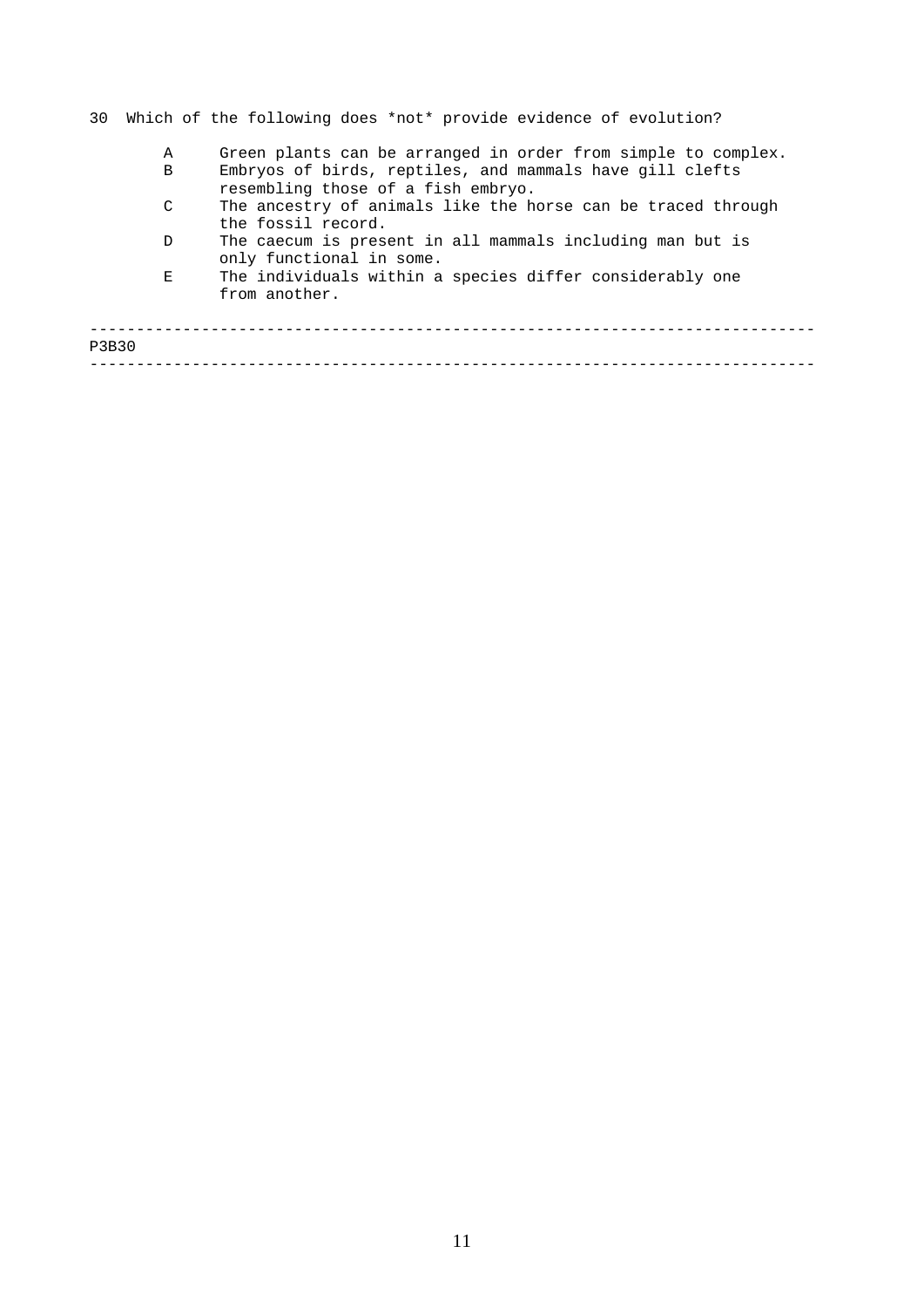30 Which of the following does *not* provide evidence of evolution?

A Green plants can be arranged in order from simple to complex.
B Embryos of birds, reptiles, and mammals have gill clefts resembling those of a fish embryo.
C The ancestry of animals like the horse can be traced through the fossil record.
D The caecum is present in all mammals including man but is only functional in some.
E The individuals within a species differ considerably one from another.

---

P3B30

---